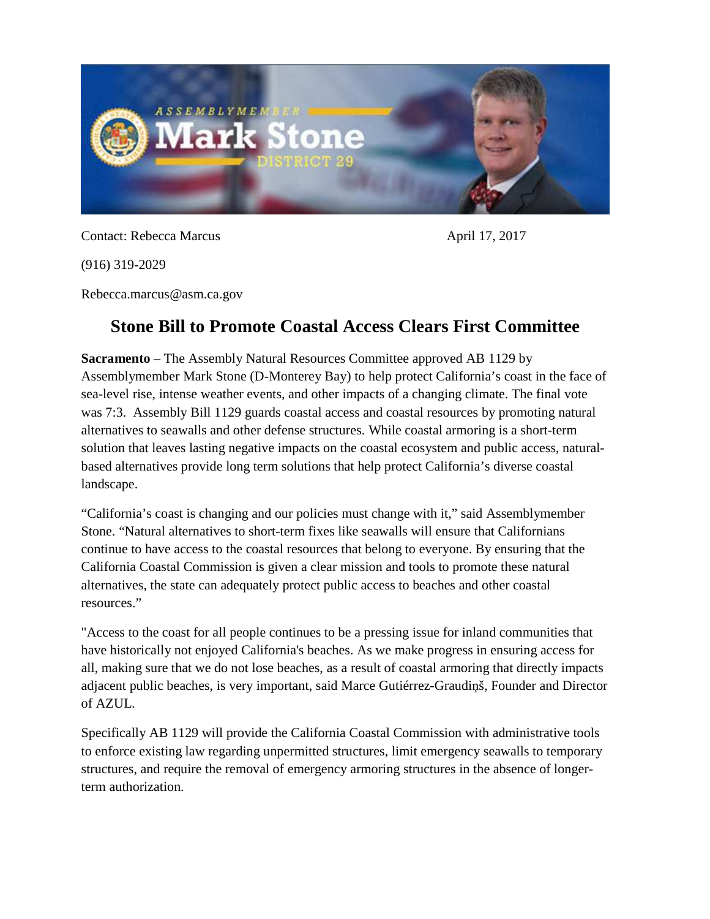Contact: Rebecca Marcus

April 17, 2017

(916) 319-2029

Rebecca.marcus@asm.ca.gov

# Stone Bill to Promote Coastal Access Clears First Committee

**Sacramento** – The Assembly Natural Resources Committee approved AB 1129 by Assemblymember Mark Stone (D-Monterey Bay) to help protect California's coast in the face of sea-level rise, intense weather events, and other impacts of a changing climate. The final vote was 7:3. Assembly Bill 1129 guards coastal access and coastal resources by promoting natural alternatives to seawalls and other defense structures. While coastal armoring is a short-term solution that leaves lasting negative impacts on the coastal ecosystem and public access, natural-based alternatives provide long term solutions that help protect California's diverse coastal landscape.

"California's coast is changing and our policies must change with it," said Assemblymember Stone. "Natural alternatives to short-term fixes like seawalls will ensure that Californians continue to have access to the coastal resources that belong to everyone. By ensuring that the California Coastal Commission is given a clear mission and tools to promote these natural alternatives, the state can adequately protect public access to beaches and other coastal resources."

"Access to the coast for all people continues to be a pressing issue for inland communities that have historically not enjoyed California's beaches. As we make progress in ensuring access for all, making sure that we do not lose beaches, as a result of coastal armoring that directly impacts adjacent public beaches, is very important, said Marce Gutiérrez-Graudiņš, Founder and Director of AZUL.

Specifically AB 1129 will provide the California Coastal Commission with administrative tools to enforce existing law regarding unpermitted structures, limit emergency seawalls to temporary structures, and require the removal of emergency armoring structures in the absence of longer-term authorization.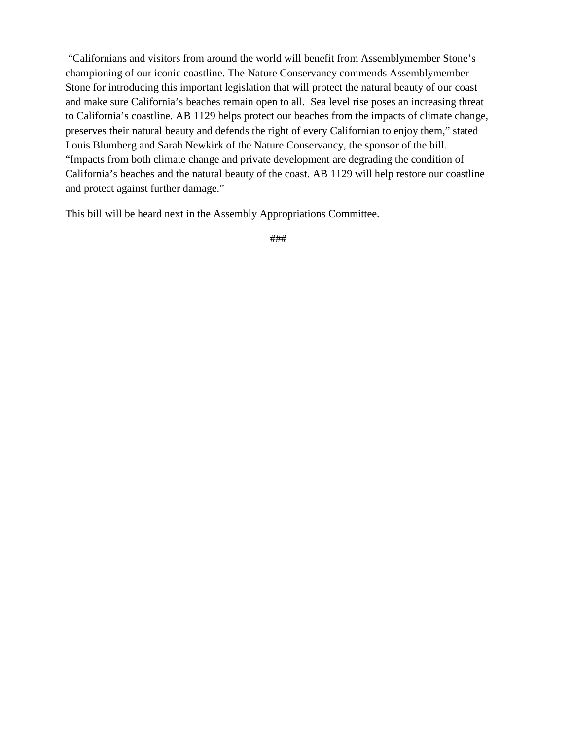"Californians and visitors from around the world will benefit from Assemblymember Stone's championing of our iconic coastline. The Nature Conservancy commends Assemblymember Stone for introducing this important legislation that will protect the natural beauty of our coast and make sure California's beaches remain open to all. Sea level rise poses an increasing threat to California's coastline. AB 1129 helps protect our beaches from the impacts of climate change, preserves their natural beauty and defends the right of every Californian to enjoy them," stated Louis Blumberg and Sarah Newkirk of the Nature Conservancy, the sponsor of the bill. "Impacts from both climate change and private development are degrading the condition of California's beaches and the natural beauty of the coast. AB 1129 will help restore our coastline and protect against further damage."

This bill will be heard next in the Assembly Appropriations Committee.

###